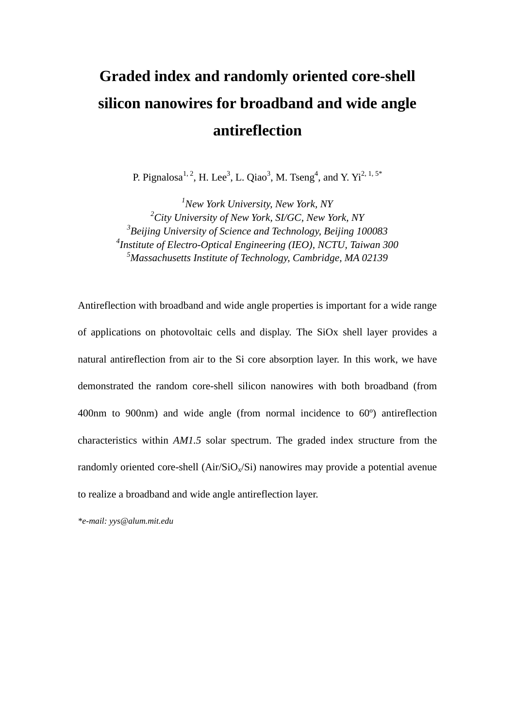# Graded index and randomly oriented core-shell silicon nanowires for broadband and wide angle antireflection

P. Pignalosa[1, 2], H. Lee[3], L. Qiao[3], M. Tseng[4], and Y. Yi[2, 1, 5*]

[1]*New York University, New York, NY*
[2]*City University of New York, SI/GC, New York, NY*
[3]*Beijing University of Science and Technology, Beijing 100083*
[4]*Institute of Electro-Optical Engineering (IEO), NCTU, Taiwan 300*
[5]*Massachusetts Institute of Technology, Cambridge, MA 02139*

Antireflection with broadband and wide angle properties is important for a wide range of applications on photovoltaic cells and display. The SiOx shell layer provides a natural antireflection from air to the Si core absorption layer. In this work, we have demonstrated the random core-shell silicon nanowires with both broadband (from 400nm to 900nm) and wide angle (from normal incidence to 60º) antireflection characteristics within *AM1.5* solar spectrum. The graded index structure from the randomly oriented core-shell (Air/$SiO_x$/Si) nanowires may provide a potential avenue to realize a broadband and wide angle antireflection layer.

**e-mail: yys@alum.mit.edu*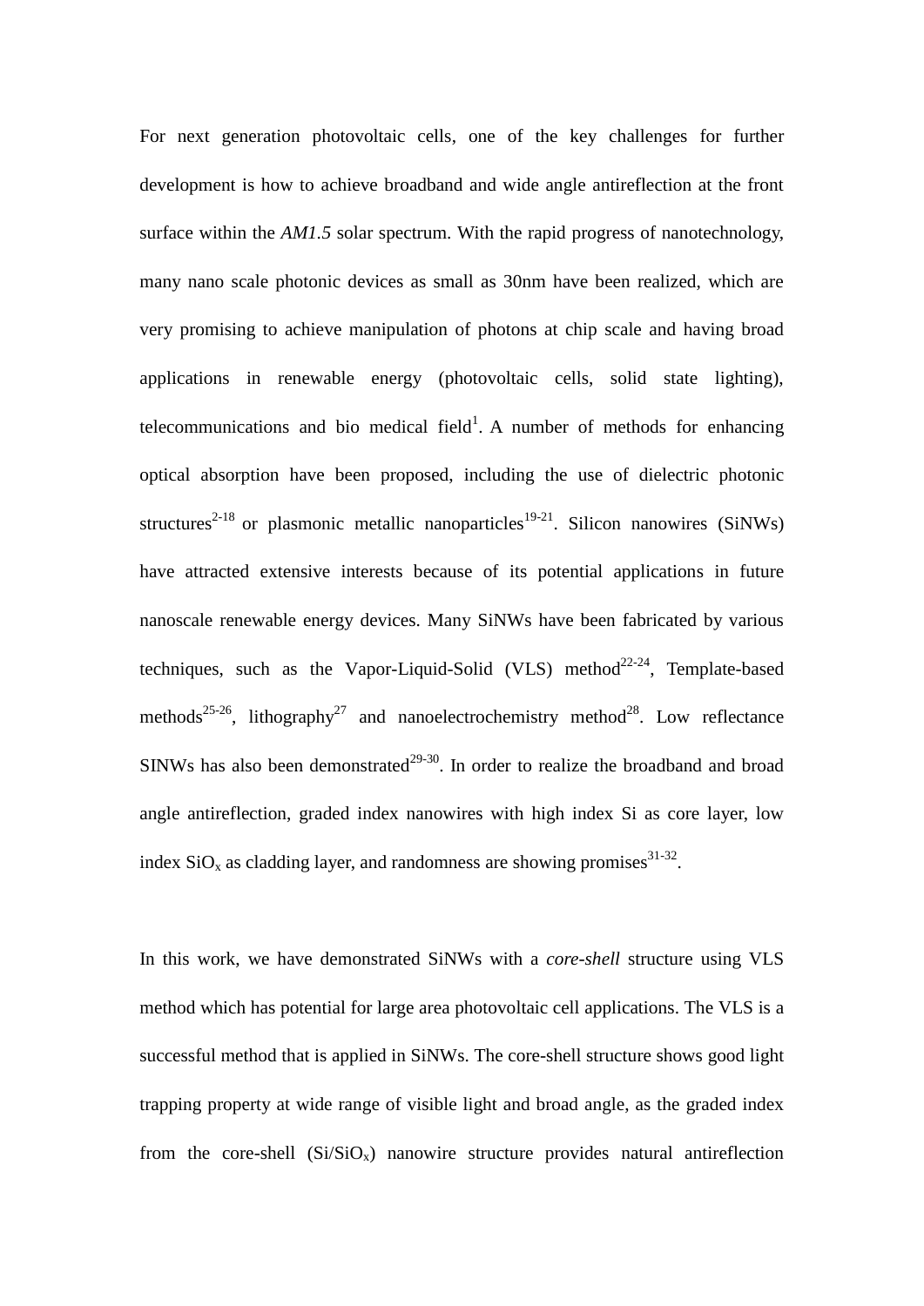For next generation photovoltaic cells, one of the key challenges for further development is how to achieve broadband and wide angle antireflection at the front surface within the *AM1.5* solar spectrum. With the rapid progress of nanotechnology, many nano scale photonic devices as small as 30nm have been realized, which are very promising to achieve manipulation of photons at chip scale and having broad applications in renewable energy (photovoltaic cells, solid state lighting), telecommunications and bio medical field[1]. A number of methods for enhancing optical absorption have been proposed, including the use of dielectric photonic structures[2-18] or plasmonic metallic nanoparticles[19-21]. Silicon nanowires (SiNWs) have attracted extensive interests because of its potential applications in future nanoscale renewable energy devices. Many SiNWs have been fabricated by various techniques, such as the Vapor-Liquid-Solid (VLS) method[22-24], Template-based methods[25-26], lithography[27] and nanoelectrochemistry method[28]. Low reflectance SINWs has also been demonstrated[29-30]. In order to realize the broadband and broad angle antireflection, graded index nanowires with high index Si as core layer, low index $SiO_x$ as cladding layer, and randomness are showing promises[31-32].

In this work, we have demonstrated SiNWs with a *core-shell* structure using VLS method which has potential for large area photovoltaic cell applications. The VLS is a successful method that is applied in SiNWs. The core-shell structure shows good light trapping property at wide range of visible light and broad angle, as the graded index from the core-shell ($Si/SiO_x$) nanowire structure provides natural antireflection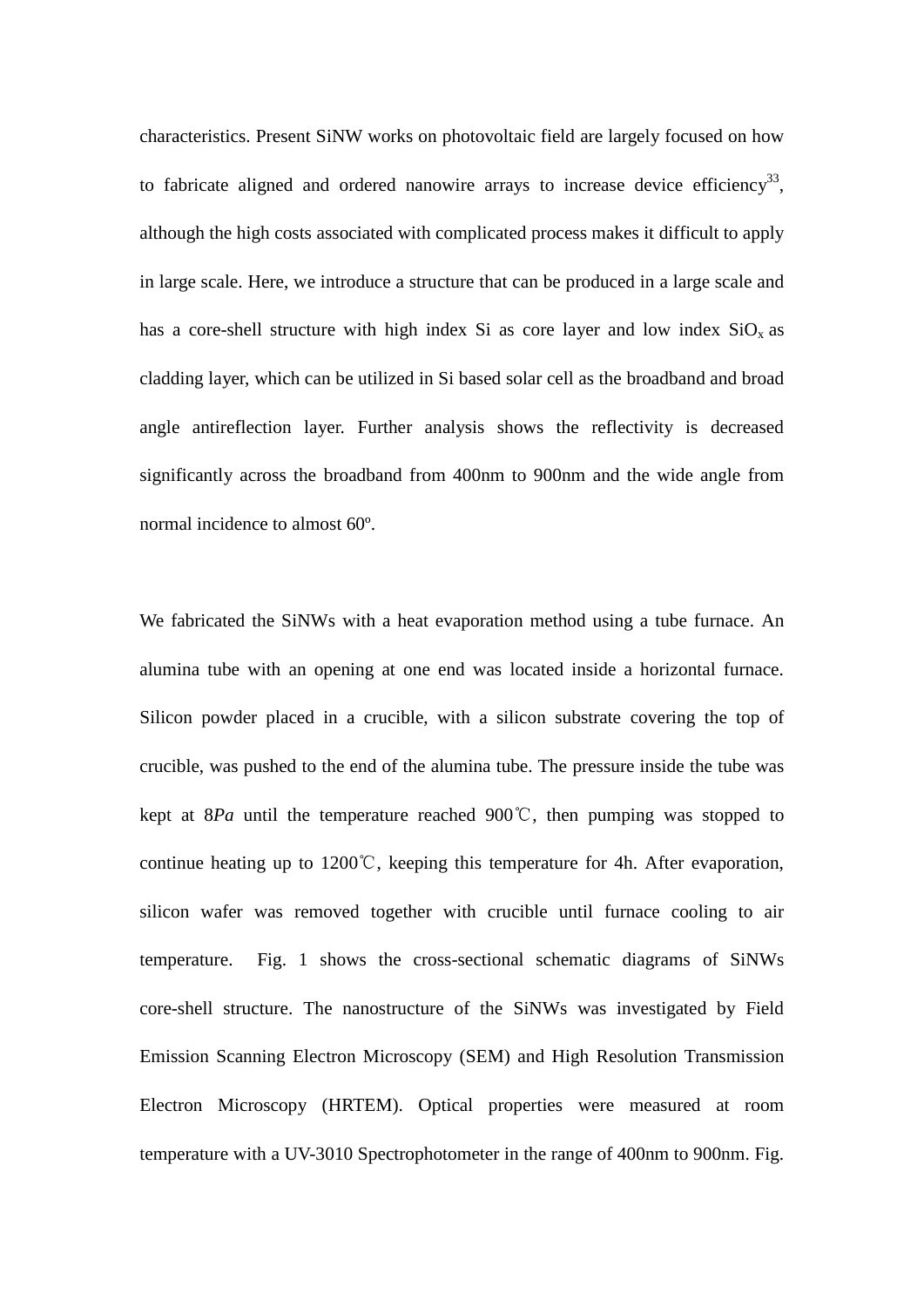characteristics. Present SiNW works on photovoltaic field are largely focused on how to fabricate aligned and ordered nanowire arrays to increase device efficiency[33], although the high costs associated with complicated process makes it difficult to apply in large scale. Here, we introduce a structure that can be produced in a large scale and has a core-shell structure with high index Si as core layer and low index $SiO_x$ as cladding layer, which can be utilized in Si based solar cell as the broadband and broad angle antireflection layer. Further analysis shows the reflectivity is decreased significantly across the broadband from 400nm to 900nm and the wide angle from normal incidence to almost 60º.

We fabricated the SiNWs with a heat evaporation method using a tube furnace. An alumina tube with an opening at one end was located inside a horizontal furnace. Silicon powder placed in a crucible, with a silicon substrate covering the top of crucible, was pushed to the end of the alumina tube. The pressure inside the tube was kept at 8*Pa* until the temperature reached 900℃, then pumping was stopped to continue heating up to 1200℃, keeping this temperature for 4h. After evaporation, silicon wafer was removed together with crucible until furnace cooling to air temperature. Fig. 1 shows the cross-sectional schematic diagrams of SiNWs core-shell structure. The nanostructure of the SiNWs was investigated by Field Emission Scanning Electron Microscopy (SEM) and High Resolution Transmission Electron Microscopy (HRTEM). Optical properties were measured at room temperature with a UV-3010 Spectrophotometer in the range of 400nm to 900nm. Fig.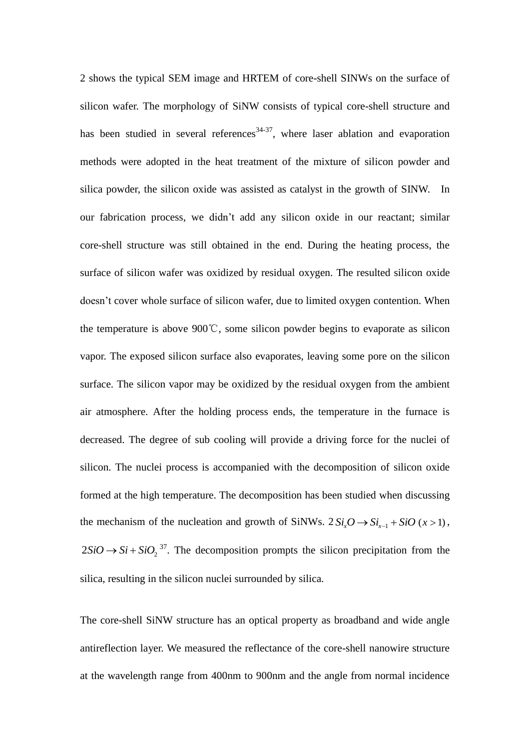2 shows the typical SEM image and HRTEM of core-shell SINWs on the surface of silicon wafer. The morphology of SiNW consists of typical core-shell structure and has been studied in several references[34-37], where laser ablation and evaporation methods were adopted in the heat treatment of the mixture of silicon powder and silica powder, the silicon oxide was assisted as catalyst in the growth of SINW. In our fabrication process, we didn't add any silicon oxide in our reactant; similar core-shell structure was still obtained in the end. During the heating process, the surface of silicon wafer was oxidized by residual oxygen. The resulted silicon oxide doesn't cover whole surface of silicon wafer, due to limited oxygen contention. When the temperature is above 900℃, some silicon powder begins to evaporate as silicon vapor. The exposed silicon surface also evaporates, leaving some pore on the silicon surface. The silicon vapor may be oxidized by the residual oxygen from the ambient air atmosphere. After the holding process ends, the temperature in the furnace is decreased. The degree of sub cooling will provide a driving force for the nuclei of silicon. The nuclei process is accompanied with the decomposition of silicon oxide formed at the high temperature. The decomposition has been studied when discussing the mechanism of the nucleation and growth of SiNWs. $2\,Si_xO \rightarrow Si_{x-1} + SiO\ (x > 1)$, $2SiO \rightarrow Si + SiO_2$ [37]. The decomposition prompts the silicon precipitation from the silica, resulting in the silicon nuclei surrounded by silica.

The core-shell SiNW structure has an optical property as broadband and wide angle antireflection layer. We measured the reflectance of the core-shell nanowire structure at the wavelength range from 400nm to 900nm and the angle from normal incidence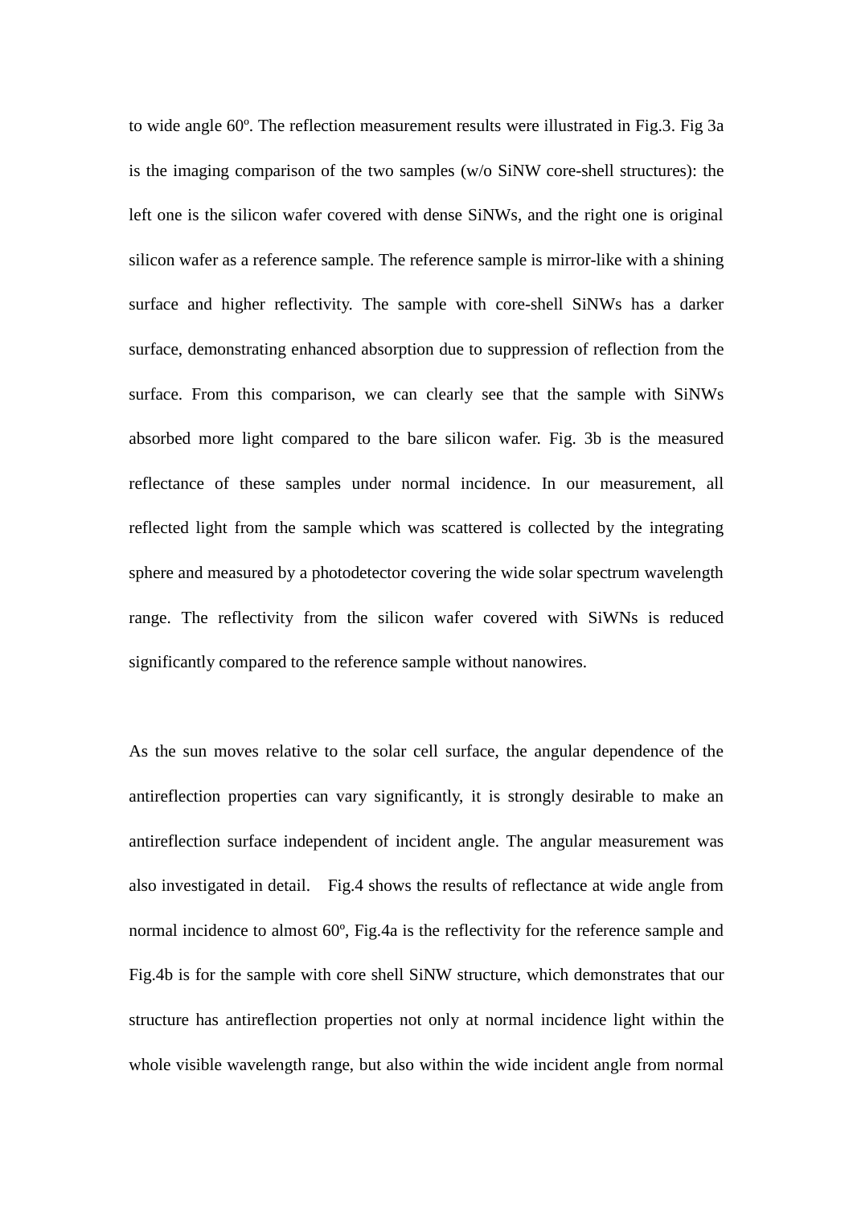to wide angle 60º. The reflection measurement results were illustrated in Fig.3. Fig 3a is the imaging comparison of the two samples (w/o SiNW core-shell structures): the left one is the silicon wafer covered with dense SiNWs, and the right one is original silicon wafer as a reference sample. The reference sample is mirror-like with a shining surface and higher reflectivity. The sample with core-shell SiNWs has a darker surface, demonstrating enhanced absorption due to suppression of reflection from the surface. From this comparison, we can clearly see that the sample with SiNWs absorbed more light compared to the bare silicon wafer. Fig. 3b is the measured reflectance of these samples under normal incidence. In our measurement, all reflected light from the sample which was scattered is collected by the integrating sphere and measured by a photodetector covering the wide solar spectrum wavelength range. The reflectivity from the silicon wafer covered with SiWNs is reduced significantly compared to the reference sample without nanowires.

As the sun moves relative to the solar cell surface, the angular dependence of the antireflection properties can vary significantly, it is strongly desirable to make an antireflection surface independent of incident angle. The angular measurement was also investigated in detail. Fig.4 shows the results of reflectance at wide angle from normal incidence to almost 60º, Fig.4a is the reflectivity for the reference sample and Fig.4b is for the sample with core shell SiNW structure, which demonstrates that our structure has antireflection properties not only at normal incidence light within the whole visible wavelength range, but also within the wide incident angle from normal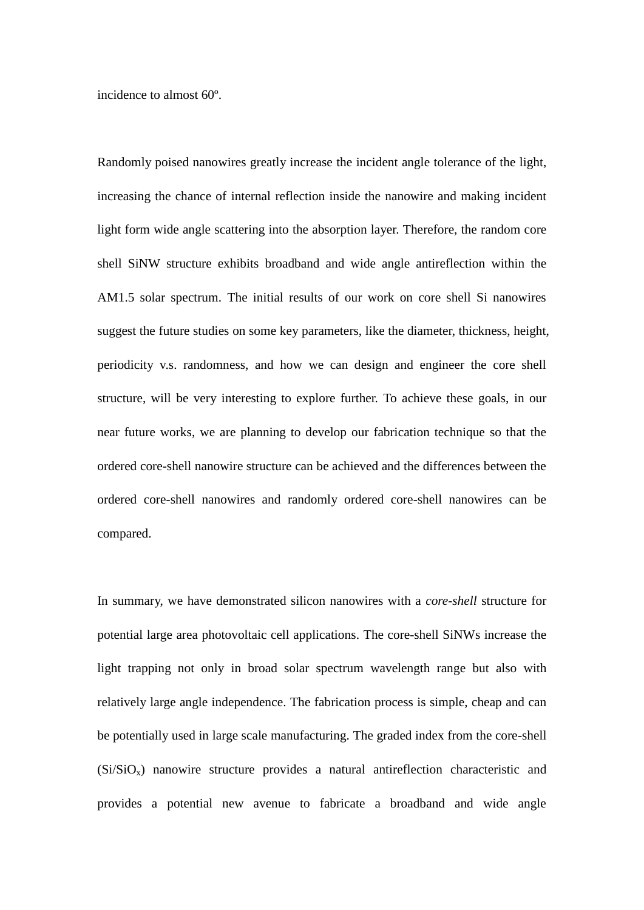incidence to almost 60º.

Randomly poised nanowires greatly increase the incident angle tolerance of the light, increasing the chance of internal reflection inside the nanowire and making incident light form wide angle scattering into the absorption layer. Therefore, the random core shell SiNW structure exhibits broadband and wide angle antireflection within the AM1.5 solar spectrum. The initial results of our work on core shell Si nanowires suggest the future studies on some key parameters, like the diameter, thickness, height, periodicity v.s. randomness, and how we can design and engineer the core shell structure, will be very interesting to explore further. To achieve these goals, in our near future works, we are planning to develop our fabrication technique so that the ordered core-shell nanowire structure can be achieved and the differences between the ordered core-shell nanowires and randomly ordered core-shell nanowires can be compared.

In summary, we have demonstrated silicon nanowires with a *core-shell* structure for potential large area photovoltaic cell applications. The core-shell SiNWs increase the light trapping not only in broad solar spectrum wavelength range but also with relatively large angle independence. The fabrication process is simple, cheap and can be potentially used in large scale manufacturing. The graded index from the core-shell ($Si/SiO_x$) nanowire structure provides a natural antireflection characteristic and provides a potential new avenue to fabricate a broadband and wide angle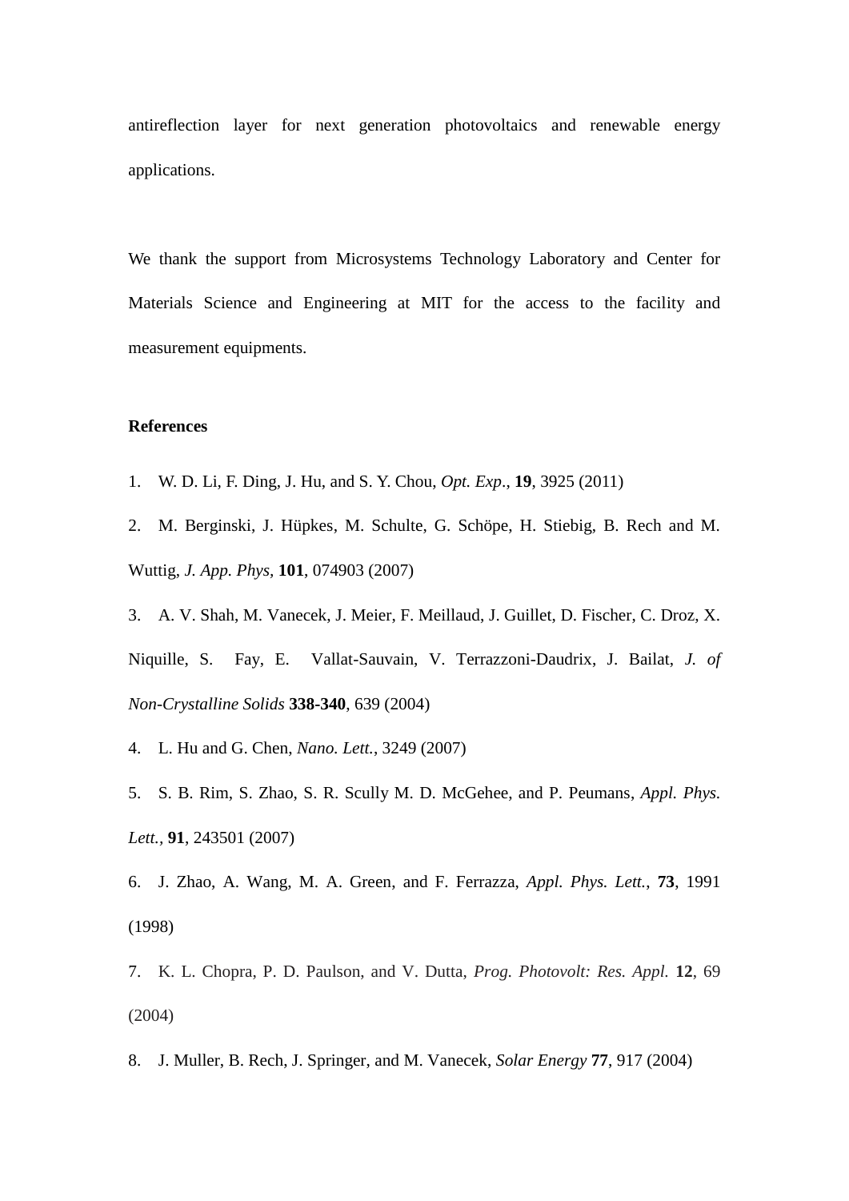antireflection layer for next generation photovoltaics and renewable energy applications.

We thank the support from Microsystems Technology Laboratory and Center for Materials Science and Engineering at MIT for the access to the facility and measurement equipments.

**References**

1. W. D. Li, F. Ding, J. Hu, and S. Y. Chou, *Opt. Exp*., **19**, 3925 (2011)
2. M. Berginski, J. Hüpkes, M. Schulte, G. Schöpe, H. Stiebig, B. Rech and M. Wuttig, *J. App. Phys*, **101**, 074903 (2007)
3. A. V. Shah, M. Vanecek, J. Meier, F. Meillaud, J. Guillet, D. Fischer, C. Droz, X. Niquille, S. Fay, E. Vallat-Sauvain, V. Terrazzoni-Daudrix, J. Bailat, *J. of Non-Crystalline Solids* **338-340**, 639 (2004)
4. L. Hu and G. Chen, *Nano. Lett.*, 3249 (2007)
5. S. B. Rim, S. Zhao, S. R. Scully M. D. McGehee, and P. Peumans, *Appl. Phys. Lett.,* **91**, 243501 (2007)
6. J. Zhao, A. Wang, M. A. Green, and F. Ferrazza, *Appl. Phys. Lett.*, **73**, 1991 (1998)
7. K. L. Chopra, P. D. Paulson, and V. Dutta, *Prog. Photovolt: Res. Appl.* **12**, 69 (2004)
8. J. Muller, B. Rech, J. Springer, and M. Vanecek, *Solar Energy* **77**, 917 (2004)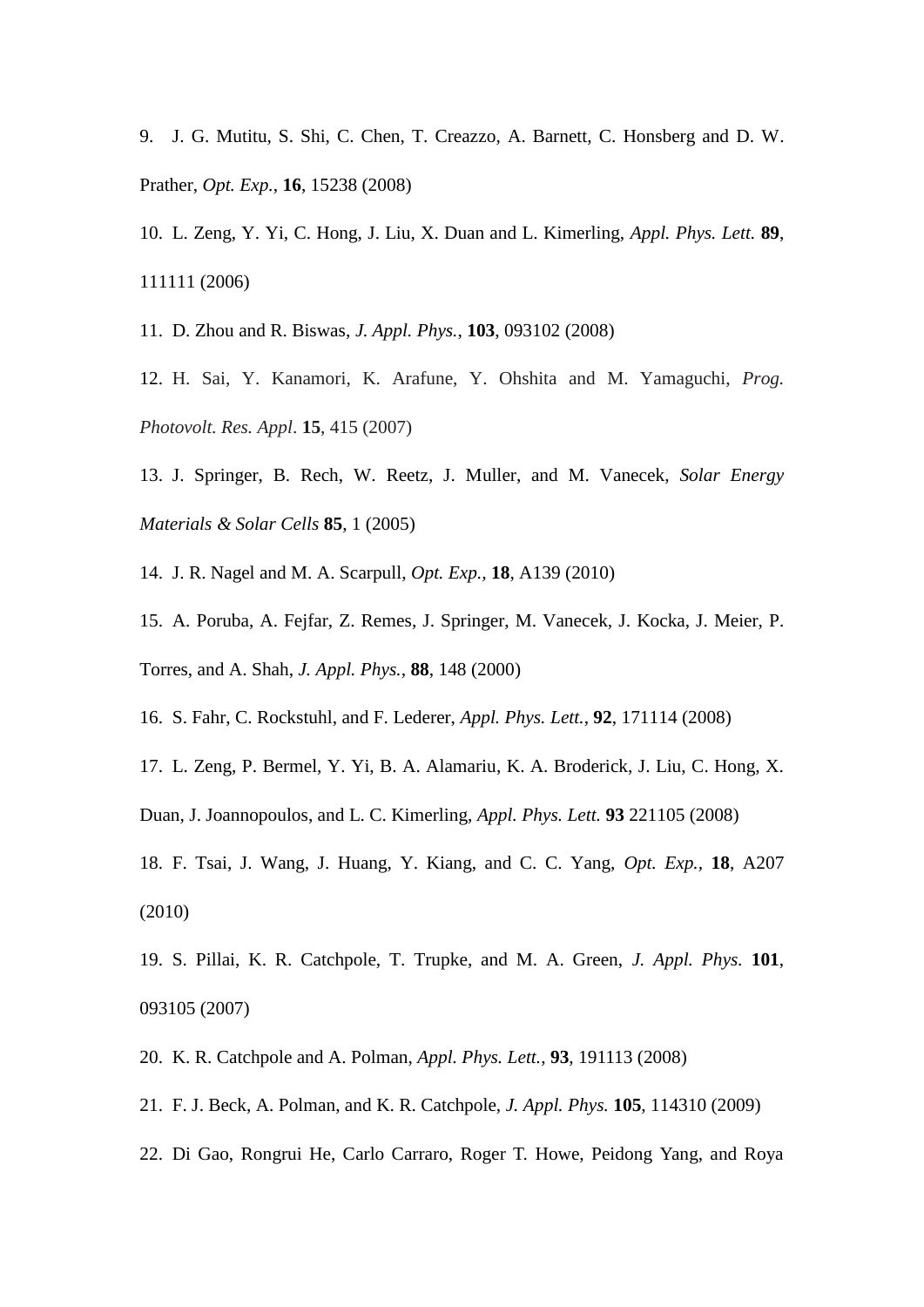9. J. G. Mutitu, S. Shi, C. Chen, T. Creazzo, A. Barnett, C. Honsberg and D. W. Prather, *Opt. Exp.*, **16**, 15238 (2008)

10. L. Zeng, Y. Yi, C. Hong, J. Liu, X. Duan and L. Kimerling, *Appl. Phys. Lett.* **89**, 111111 (2006)

11. D. Zhou and R. Biswas, *J. Appl. Phys.*, **103**, 093102 (2008)

12. H. Sai, Y. Kanamori, K. Arafune, Y. Ohshita and M. Yamaguchi, *Prog. Photovolt. Res. Appl*. **15**, 415 (2007)

13. J. Springer, B. Rech, W. Reetz, J. Muller, and M. Vanecek, *Solar Energy Materials & Solar Cells* **85**, 1 (2005)

14. J. R. Nagel and M. A. Scarpull, *Opt. Exp.,* **18**, A139 (2010)

15. A. Poruba, A. Fejfar, Z. Remes, J. Springer, M. Vanecek, J. Kocka, J. Meier, P. Torres, and A. Shah, *J. Appl. Phys.,* **88**, 148 (2000)

16. S. Fahr, C. Rockstuhl, and F. Lederer, *Appl. Phys. Lett.*, **92**, 171114 (2008)

17. L. Zeng, P. Bermel, Y. Yi, B. A. Alamariu, K. A. Broderick, J. Liu, C. Hong, X. Duan, J. Joannopoulos, and L. C. Kimerling, *Appl. Phys. Lett.* **93** 221105 (2008)

18. F. Tsai, J. Wang, J. Huang, Y. Kiang, and C. C. Yang, *Opt. Exp.*, **18**, A207 (2010)

19. S. Pillai, K. R. Catchpole, T. Trupke, and M. A. Green, *J. Appl. Phys.* **101**, 093105 (2007)

20. K. R. Catchpole and A. Polman, *Appl. Phys. Lett.*, **93**, 191113 (2008)

21. F. J. Beck, A. Polman, and K. R. Catchpole, *J. Appl. Phys.* **105**, 114310 (2009)

22. Di Gao, Rongrui He, Carlo Carraro, Roger T. Howe, Peidong Yang, and Roya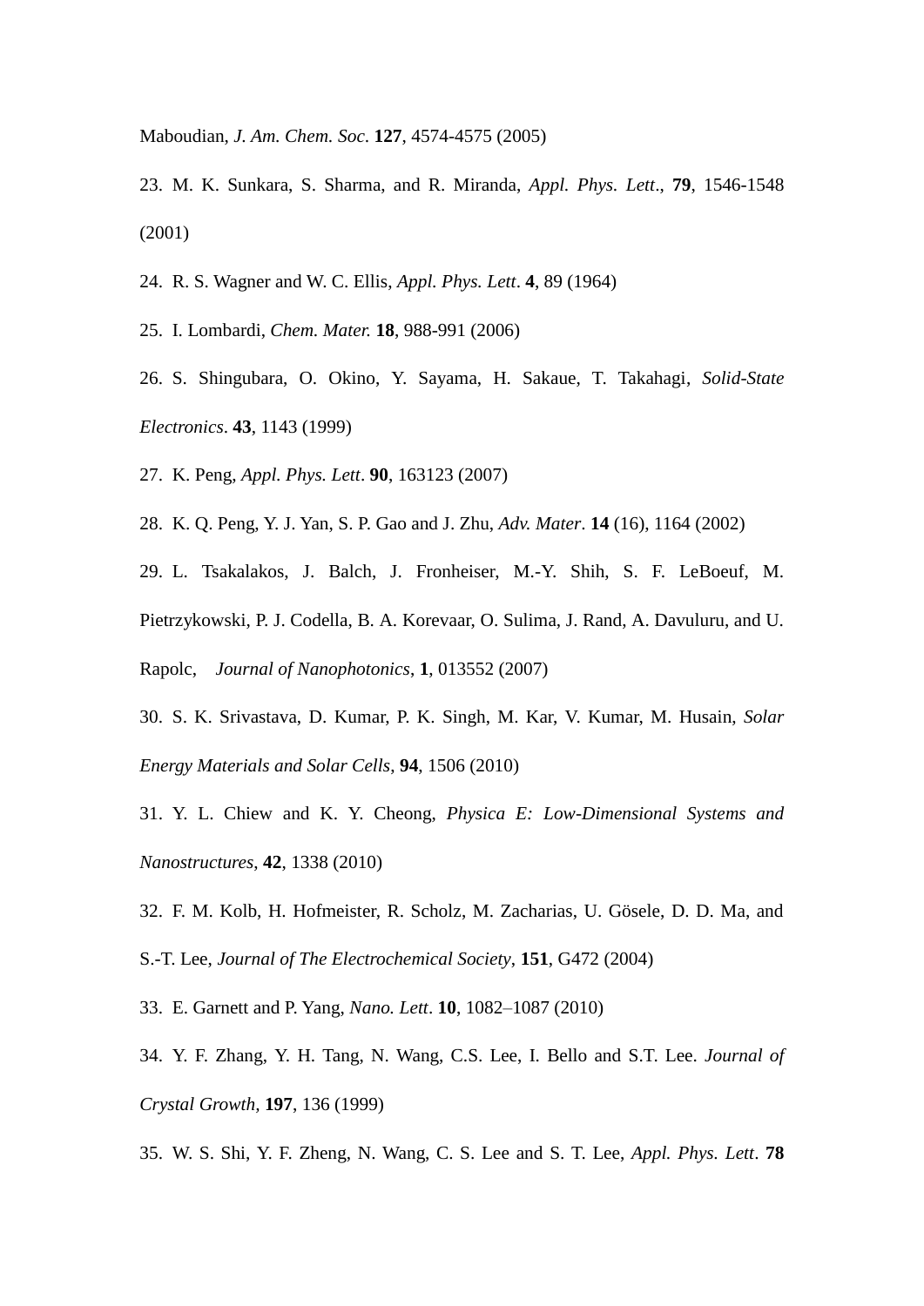Maboudian, *J. Am. Chem. Soc*. **127**, 4574-4575 (2005)

23. M. K. Sunkara, S. Sharma, and R. Miranda, *Appl. Phys. Lett*., **79**, 1546-1548 (2001)

24. R. S. Wagner and W. C. Ellis, *Appl. Phys. Lett*. **4**, 89 (1964)

25. I. Lombardi, *Chem. Mater.* **18**, 988-991 (2006)

26. S. Shingubara, O. Okino, Y. Sayama, H. Sakaue, T. Takahagi, *Solid-State Electronics*. **43**, 1143 (1999)

27. K. Peng, *Appl. Phys. Lett*. **90**, 163123 (2007)

28. K. Q. Peng, Y. J. Yan, S. P. Gao and J. Zhu, *Adv. Mater*. **14** (16), 1164 (2002)

29. L. Tsakalakos, J. Balch, J. Fronheiser, M.-Y. Shih, S. F. LeBoeuf, M. Pietrzykowski, P. J. Codella, B. A. Korevaar, O. Sulima, J. Rand, A. Davuluru, and U. Rapolc, *Journal of Nanophotonics*, **1**, 013552 (2007)

30. S. K. Srivastava, D. Kumar, P. K. Singh, M. Kar, V. Kumar, M. Husain, *Solar Energy Materials and Solar Cells*, **94**, 1506 (2010)

31. Y. L. Chiew and K. Y. Cheong, *Physica E: Low-Dimensional Systems and Nanostructures*, **42**, 1338 (2010)

32. F. M. Kolb, H. Hofmeister, R. Scholz, M. Zacharias, U. Gösele, D. D. Ma, and S.-T. Lee, *Journal of The Electrochemical Society*, **151**, G472 (2004)

33. E. Garnett and P. Yang, *Nano. Lett*. **10**, 1082–1087 (2010)

34. Y. F. Zhang, Y. H. Tang, N. Wang, C.S. Lee, I. Bello and S.T. Lee. *Journal of Crystal Growth*, **197**, 136 (1999)

35. W. S. Shi, Y. F. Zheng, N. Wang, C. S. Lee and S. T. Lee, *Appl. Phys. Lett*. **78**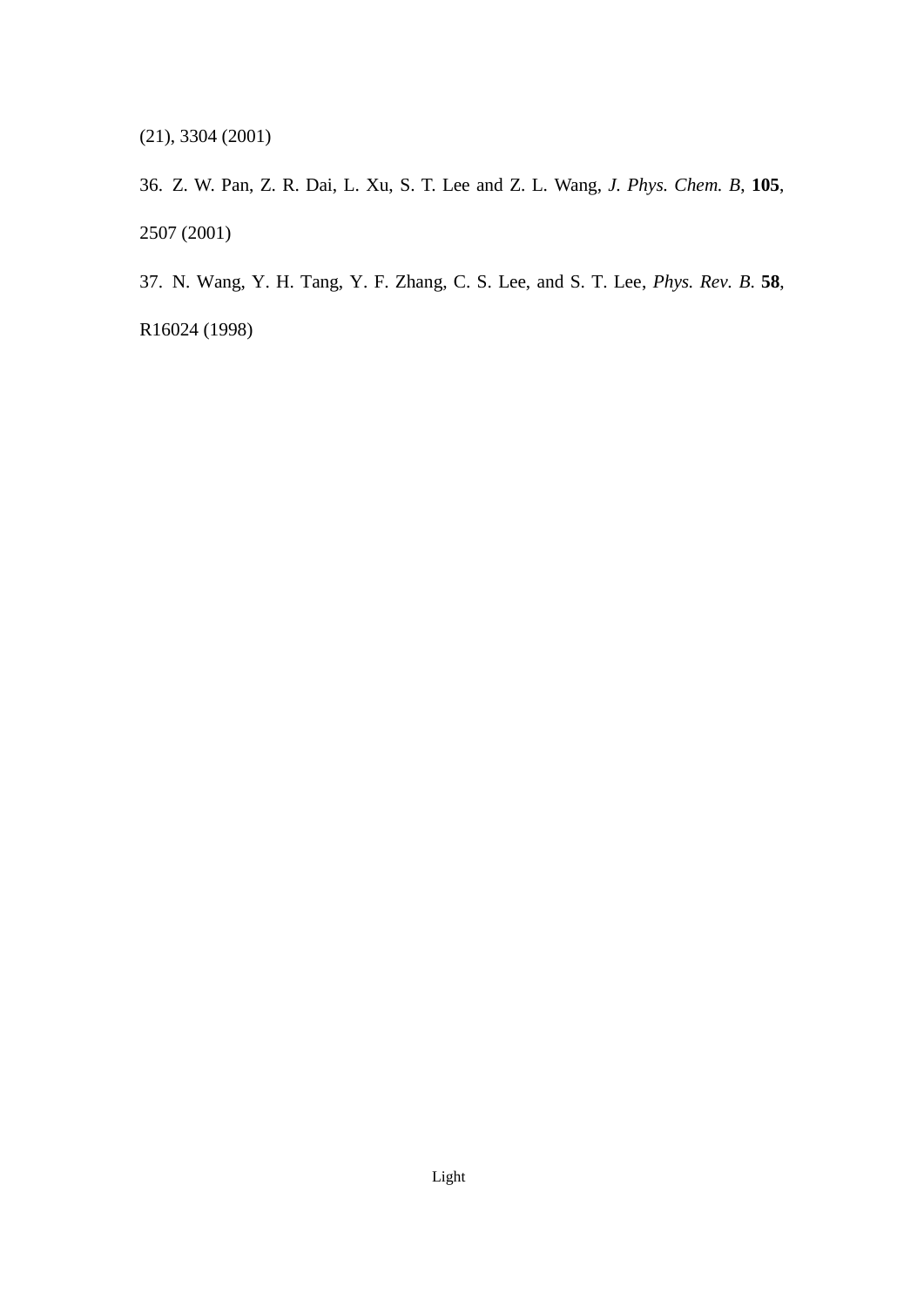(21), 3304 (2001)

36. Z. W. Pan, Z. R. Dai, L. Xu, S. T. Lee and Z. L. Wang, *J. Phys. Chem. B*, **105**, 2507 (2001)

37. N. Wang, Y. H. Tang, Y. F. Zhang, C. S. Lee, and S. T. Lee, *Phys. Rev. B.* **58**, R16024 (1998)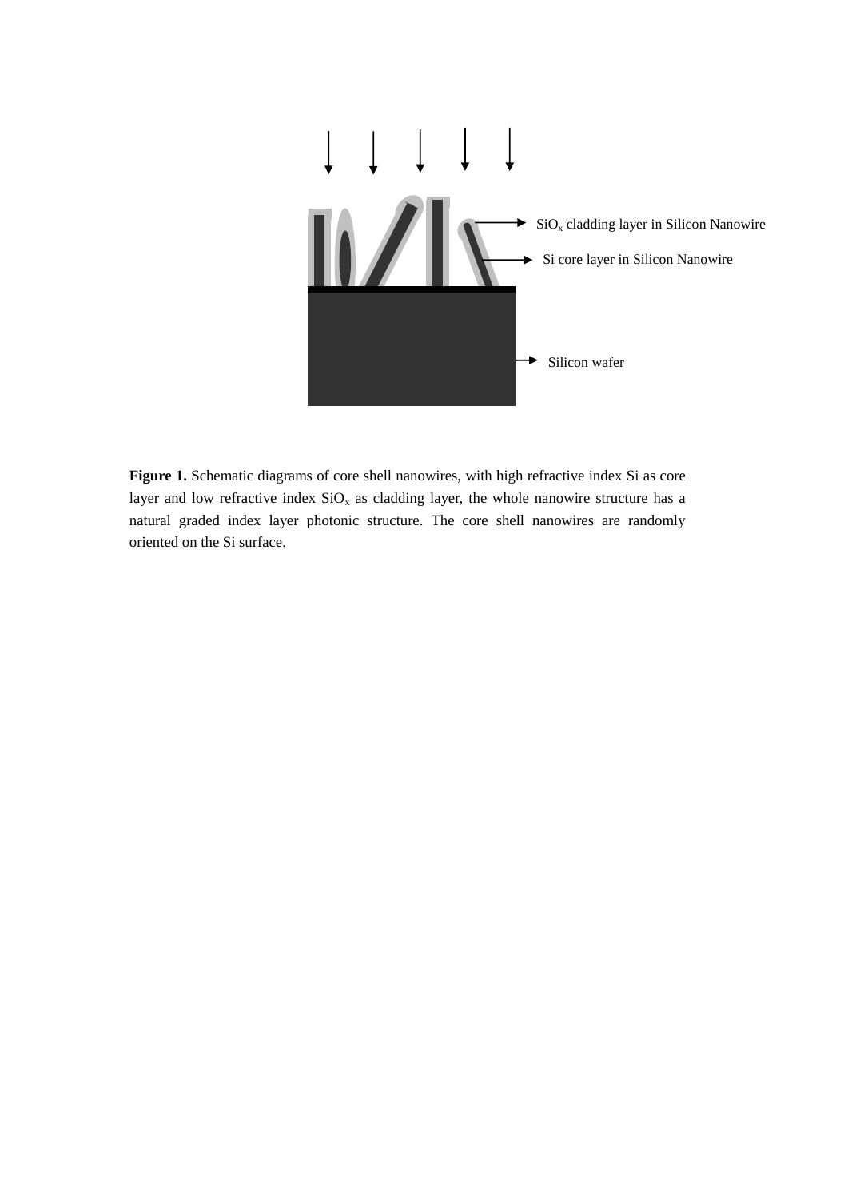**Figure 1.** Schematic diagrams of core shell nanowires, with high refractive index Si as core layer and low refractive index $SiO_x$ as cladding layer, the whole nanowire structure has a natural graded index layer photonic structure. The core shell nanowires are randomly oriented on the Si surface.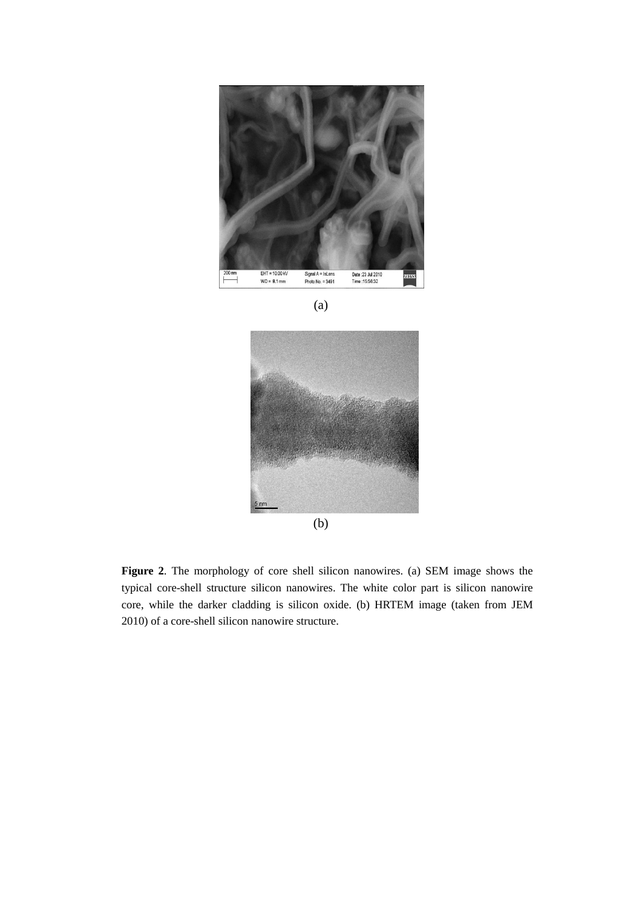(a)

(b)

**Figure 2**. The morphology of core shell silicon nanowires. (a) SEM image shows the typical core-shell structure silicon nanowires. The white color part is silicon nanowire core, while the darker cladding is silicon oxide. (b) HRTEM image (taken from JEM 2010) of a core-shell silicon nanowire structure.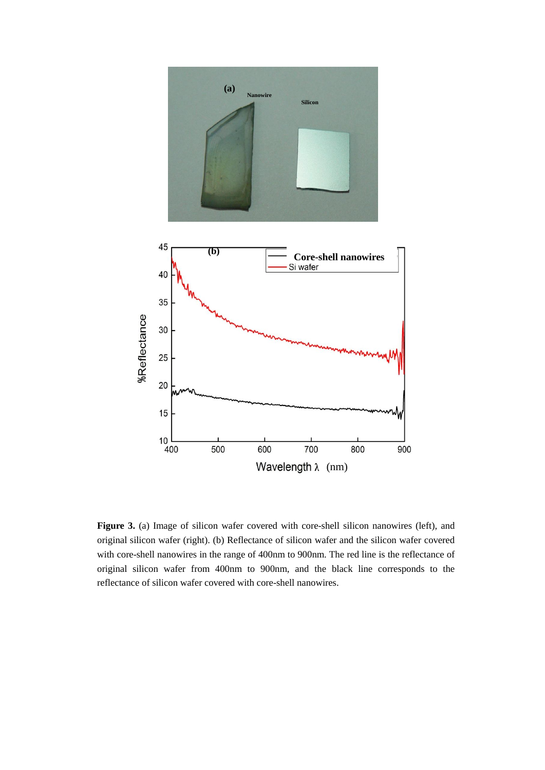**Figure 3.** (a) Image of silicon wafer covered with core-shell silicon nanowires (left), and original silicon wafer (right). (b) Reflectance of silicon wafer and the silicon wafer covered with core-shell nanowires in the range of 400nm to 900nm. The red line is the reflectance of original silicon wafer from 400nm to 900nm, and the black line corresponds to the reflectance of silicon wafer covered with core-shell nanowires.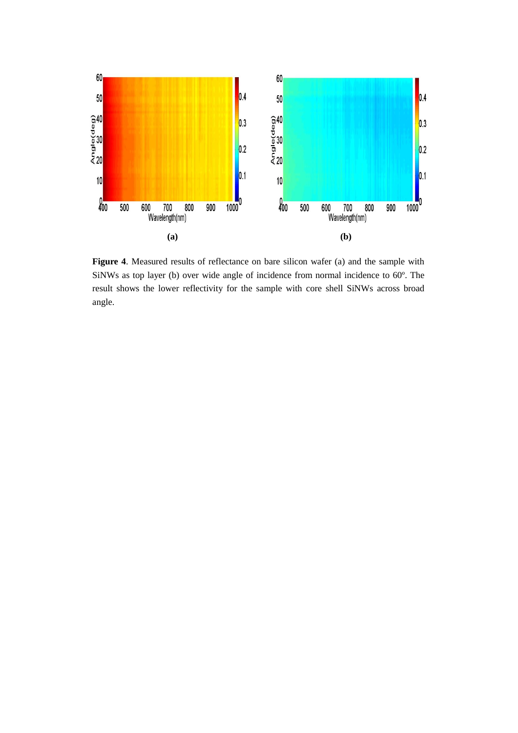60
50
40
30
20
10
0
Angle(deg)
400 500 600 700 800 900 1000
Wavelength(nm)
0.4
0.3
0.2
0.1
0

**(a)**

60
50
40
30
20
10
0
Angle(deg)
400 500 600 700 800 900 1000
Wavelength(nm)
0.4
0.3
0.2
0.1
0

**(b)**

**Figure 4**. Measured results of reflectance on bare silicon wafer (a) and the sample with SiNWs as top layer (b) over wide angle of incidence from normal incidence to 60º. The result shows the lower reflectivity for the sample with core shell SiNWs across broad angle.